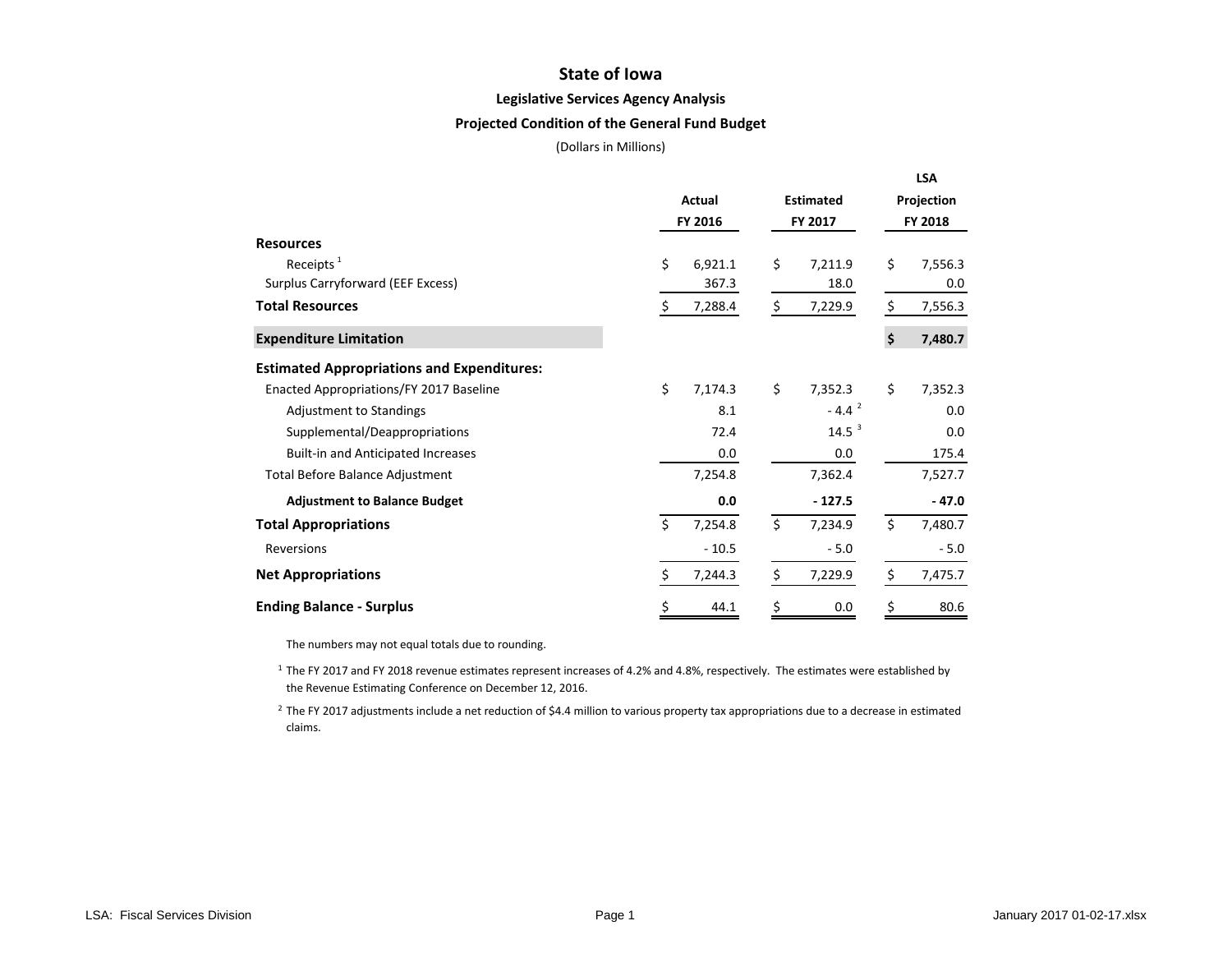# State of Iowa

## Legislative Services Agency Analysis

### Projected Condition of the General Fund Budget

(Dollars in Millions)

| | Actual FY 2016 | Estimated FY 2017 | LSA Projection FY 2018 |
|---|---|---|---|
| **Resources** | | | |
| Receipts [1] | $ 6,921.1 | $ 7,211.9 | $ 7,556.3 |
| Surplus Carryforward (EEF Excess) | 367.3 | 18.0 | 0.0 |
| **Total Resources** | $ 7,288.4 | $ 7,229.9 | $ 7,556.3 |
| **Expenditure Limitation** | | | **$ 7,480.7** |
| **Estimated Appropriations and Expenditures:** | | | |
| Enacted Appropriations/FY 2017 Baseline | $ 7,174.3 | $ 7,352.3 | $ 7,352.3 |
| Adjustment to Standings | 8.1 | - 4.4 [2] | 0.0 |
| Supplemental/Deappropriations | 72.4 | 14.5 [3] | 0.0 |
| Built-in and Anticipated Increases | 0.0 | 0.0 | 175.4 |
| Total Before Balance Adjustment | 7,254.8 | 7,362.4 | 7,527.7 |
| **Adjustment to Balance Budget** | **0.0** | **- 127.5** | **- 47.0** |
| **Total Appropriations** | $ 7,254.8 | $ 7,234.9 | $ 7,480.7 |
| Reversions | - 10.5 | - 5.0 | - 5.0 |
| **Net Appropriations** | $ 7,244.3 | $ 7,229.9 | $ 7,475.7 |
| **Ending Balance - Surplus** | $ 44.1 | $ 0.0 | $ 80.6 |

The numbers may not equal totals due to rounding.

[1] The FY 2017 and FY 2018 revenue estimates represent increases of 4.2% and 4.8%, respectively. The estimates were established by the Revenue Estimating Conference on December 12, 2016.

[2] The FY 2017 adjustments include a net reduction of $4.4 million to various property tax appropriations due to a decrease in estimated claims.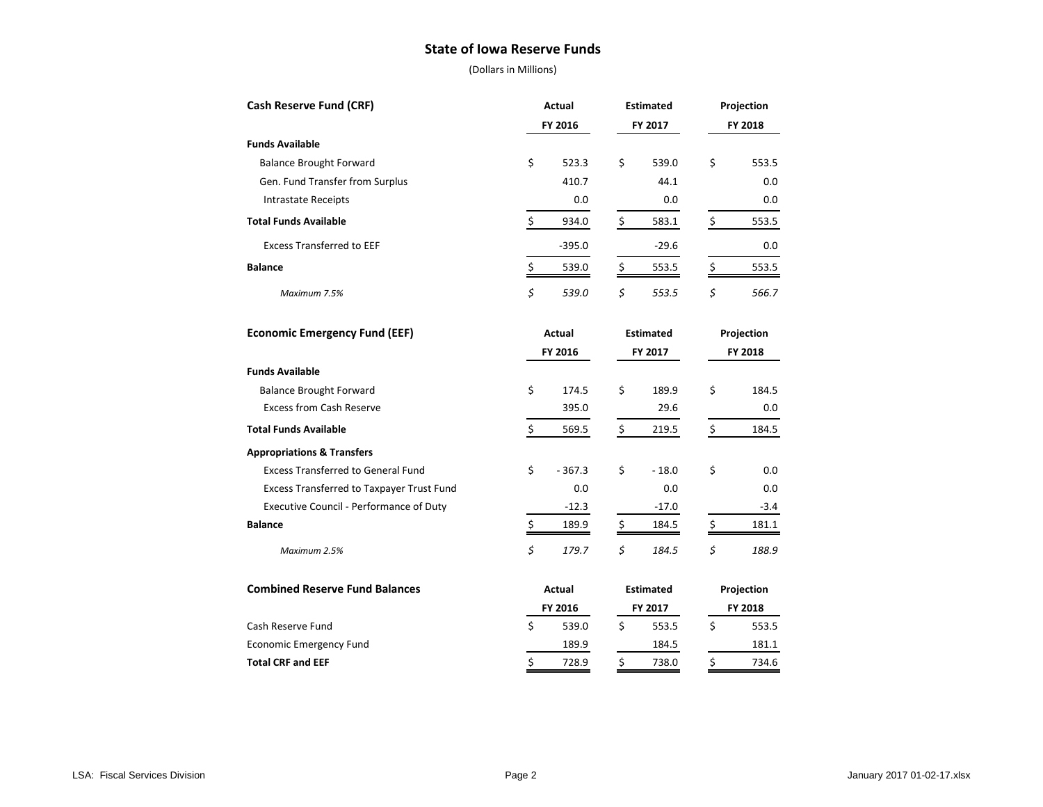# State of Iowa Reserve Funds

(Dollars in Millions)

| Cash Reserve Fund (CRF) | Actual FY 2016 | Estimated FY 2017 | Projection FY 2018 |
|---|---|---|---|
| **Funds Available** | | | |
| Balance Brought Forward | $ 523.3 | $ 539.0 | $ 553.5 |
| Gen. Fund Transfer from Surplus | 410.7 | 44.1 | 0.0 |
| Intrastate Receipts | 0.0 | 0.0 | 0.0 |
| **Total Funds Available** | $ 934.0 | $ 583.1 | $ 553.5 |
| Excess Transferred to EEF | -395.0 | -29.6 | 0.0 |
| **Balance** | $ 539.0 | $ 553.5 | $ 553.5 |
| *Maximum 7.5%* | *$ 539.0* | *$ 553.5* | *$ 566.7* |

| Economic Emergency Fund (EEF) | Actual FY 2016 | Estimated FY 2017 | Projection FY 2018 |
|---|---|---|---|
| **Funds Available** | | | |
| Balance Brought Forward | $ 174.5 | $ 189.9 | $ 184.5 |
| Excess from Cash Reserve | 395.0 | 29.6 | 0.0 |
| **Total Funds Available** | $ 569.5 | $ 219.5 | $ 184.5 |
| **Appropriations & Transfers** | | | |
| Excess Transferred to General Fund | $ - 367.3 | $ - 18.0 | $ 0.0 |
| Excess Transferred to Taxpayer Trust Fund | 0.0 | 0.0 | 0.0 |
| Executive Council - Performance of Duty | -12.3 | -17.0 | -3.4 |
| **Balance** | $ 189.9 | $ 184.5 | $ 181.1 |
| *Maximum 2.5%* | *$ 179.7* | *$ 184.5* | *$ 188.9* |

| Combined Reserve Fund Balances | Actual FY 2016 | Estimated FY 2017 | Projection FY 2018 |
|---|---|---|---|
| Cash Reserve Fund | $ 539.0 | $ 553.5 | $ 553.5 |
| Economic Emergency Fund | 189.9 | 184.5 | 181.1 |
| **Total CRF and EEF** | $ 728.9 | $ 738.0 | $ 734.6 |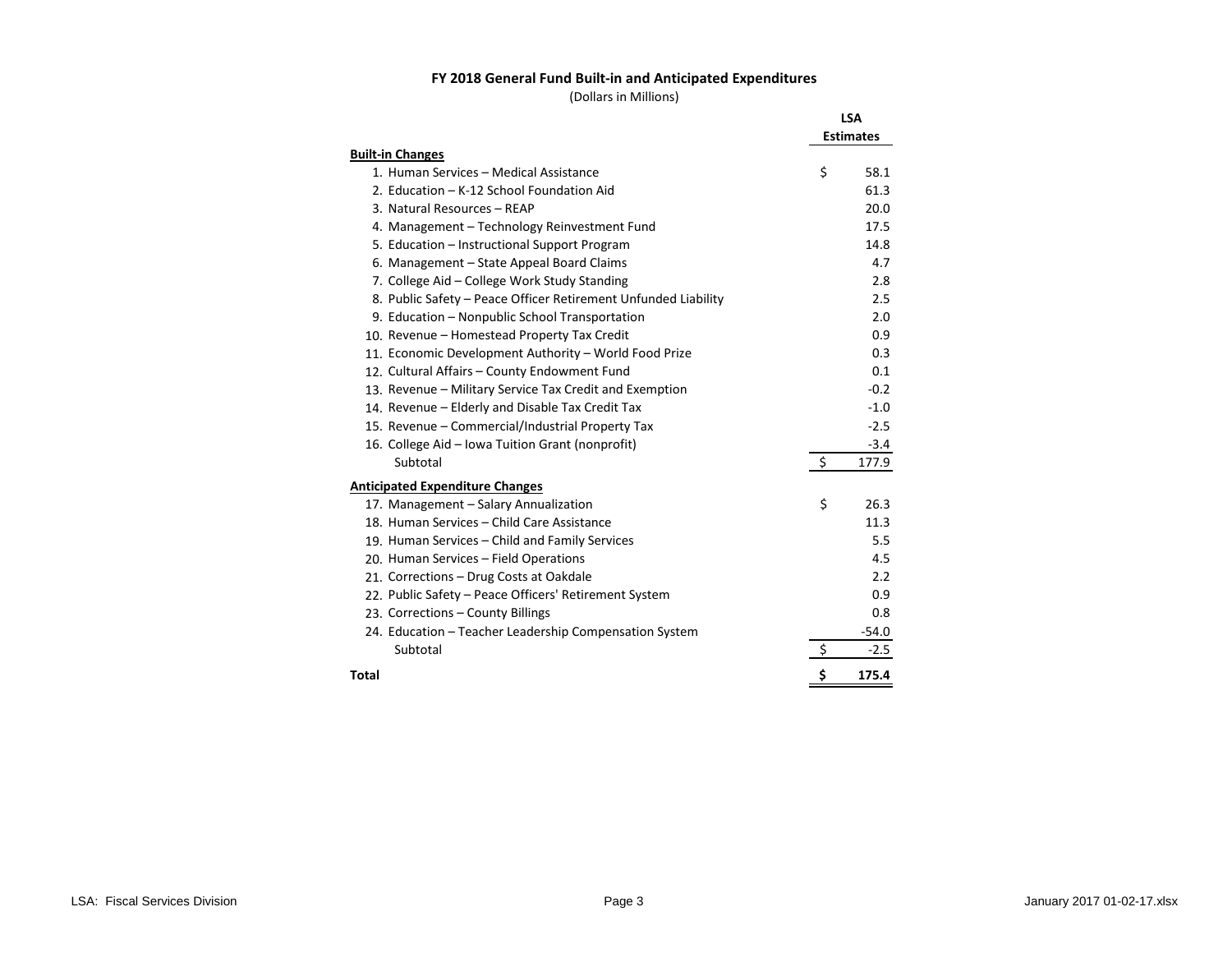## FY 2018 General Fund Built-in and Anticipated Expenditures

(Dollars in Millions)

| | LSA Estimates |
|---|---|
| **Built-in Changes** | |
| 1. Human Services – Medical Assistance | $ 58.1 |
| 2. Education – K-12 School Foundation Aid | 61.3 |
| 3. Natural Resources – REAP | 20.0 |
| 4. Management – Technology Reinvestment Fund | 17.5 |
| 5. Education – Instructional Support Program | 14.8 |
| 6. Management – State Appeal Board Claims | 4.7 |
| 7. College Aid – College Work Study Standing | 2.8 |
| 8. Public Safety – Peace Officer Retirement Unfunded Liability | 2.5 |
| 9. Education – Nonpublic School Transportation | 2.0 |
| 10. Revenue – Homestead Property Tax Credit | 0.9 |
| 11. Economic Development Authority – World Food Prize | 0.3 |
| 12. Cultural Affairs – County Endowment Fund | 0.1 |
| 13. Revenue – Military Service Tax Credit and Exemption | -0.2 |
| 14. Revenue – Elderly and Disable Tax Credit Tax | -1.0 |
| 15. Revenue – Commercial/Industrial Property Tax | -2.5 |
| 16. College Aid – Iowa Tuition Grant (nonprofit) | -3.4 |
| Subtotal | $ 177.9 |
| **Anticipated Expenditure Changes** | |
| 17. Management – Salary Annualization | $ 26.3 |
| 18. Human Services – Child Care Assistance | 11.3 |
| 19. Human Services – Child and Family Services | 5.5 |
| 20. Human Services – Field Operations | 4.5 |
| 21. Corrections – Drug Costs at Oakdale | 2.2 |
| 22. Public Safety – Peace Officers' Retirement System | 0.9 |
| 23. Corrections – County Billings | 0.8 |
| 24. Education – Teacher Leadership Compensation System | -54.0 |
| Subtotal | $ -2.5 |
| **Total** | **$ 175.4** |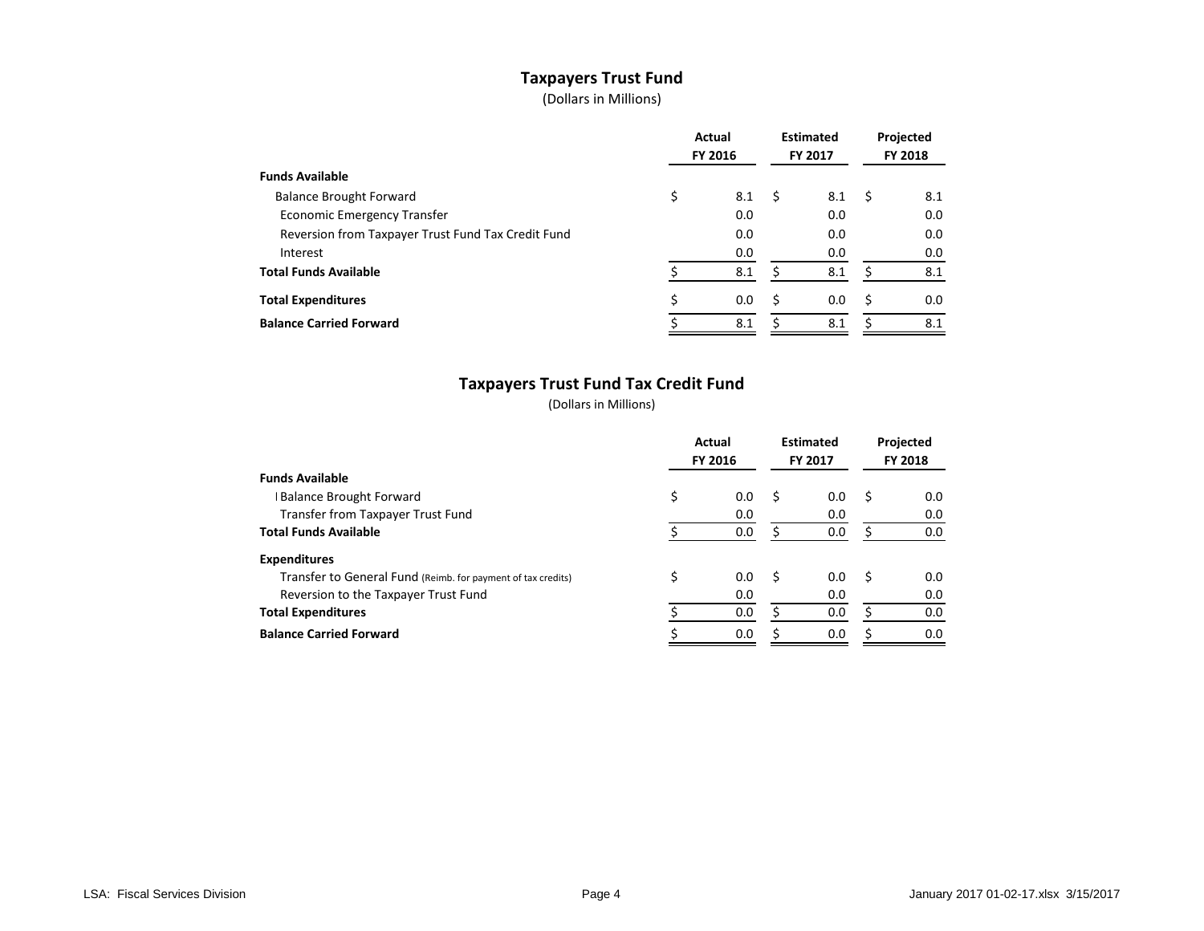## Taxpayers Trust Fund

(Dollars in Millions)

| | Actual FY 2016 | Estimated FY 2017 | Projected FY 2018 |
|---|---|---|---|
| **Funds Available** | | | |
| Balance Brought Forward | $ 8.1 | $ 8.1 | $ 8.1 |
| Economic Emergency Transfer | 0.0 | 0.0 | 0.0 |
| Reversion from Taxpayer Trust Fund Tax Credit Fund | 0.0 | 0.0 | 0.0 |
| Interest | 0.0 | 0.0 | 0.0 |
| **Total Funds Available** | $ 8.1 | $ 8.1 | $ 8.1 |
| **Total Expenditures** | $ 0.0 | $ 0.0 | $ 0.0 |
| **Balance Carried Forward** | $ 8.1 | $ 8.1 | $ 8.1 |

## Taxpayers Trust Fund Tax Credit Fund

(Dollars in Millions)

| | Actual FY 2016 | Estimated FY 2017 | Projected FY 2018 |
|---|---|---|---|
| **Funds Available** | | | |
| Balance Brought Forward | $ 0.0 | $ 0.0 | $ 0.0 |
| Transfer from Taxpayer Trust Fund | 0.0 | 0.0 | 0.0 |
| **Total Funds Available** | $ 0.0 | $ 0.0 | $ 0.0 |
| **Expenditures** | | | |
| Transfer to General Fund (Reimb. for payment of tax credits) | $ 0.0 | $ 0.0 | $ 0.0 |
| Reversion to the Taxpayer Trust Fund | 0.0 | 0.0 | 0.0 |
| **Total Expenditures** | $ 0.0 | $ 0.0 | $ 0.0 |
| **Balance Carried Forward** | $ 0.0 | $ 0.0 | $ 0.0 |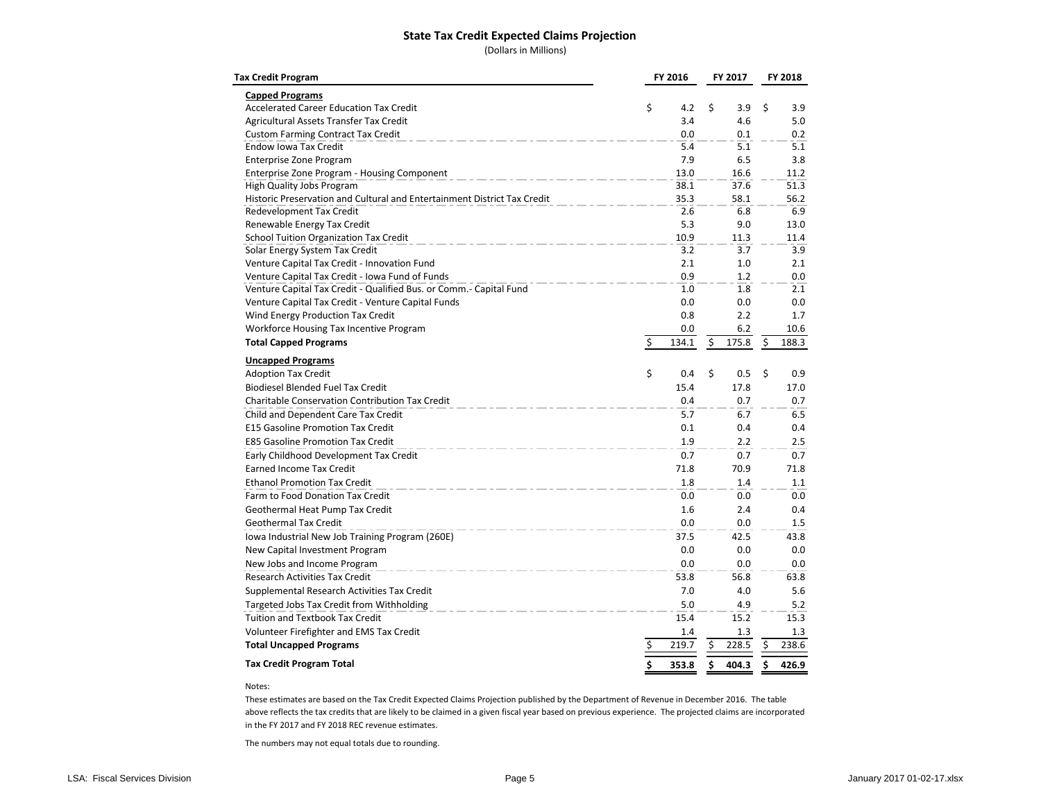## State Tax Credit Expected Claims Projection

(Dollars in Millions)

| Tax Credit Program | FY 2016 | FY 2017 | FY 2018 |
|---|---|---|---|
| **Capped Programs** | | | |
| Accelerated Career Education Tax Credit | $ 4.2 | $ 3.9 | $ 3.9 |
| Agricultural Assets Transfer Tax Credit | 3.4 | 4.6 | 5.0 |
| Custom Farming Contract Tax Credit | 0.0 | 0.1 | 0.2 |
| Endow Iowa Tax Credit | 5.4 | 5.1 | 5.1 |
| Enterprise Zone Program | 7.9 | 6.5 | 3.8 |
| Enterprise Zone Program - Housing Component | 13.0 | 16.6 | 11.2 |
| High Quality Jobs Program | 38.1 | 37.6 | 51.3 |
| Historic Preservation and Cultural and Entertainment District Tax Credit | 35.3 | 58.1 | 56.2 |
| Redevelopment Tax Credit | 2.6 | 6.8 | 6.9 |
| Renewable Energy Tax Credit | 5.3 | 9.0 | 13.0 |
| School Tuition Organization Tax Credit | 10.9 | 11.3 | 11.4 |
| Solar Energy System Tax Credit | 3.2 | 3.7 | 3.9 |
| Venture Capital Tax Credit - Innovation Fund | 2.1 | 1.0 | 2.1 |
| Venture Capital Tax Credit - Iowa Fund of Funds | 0.9 | 1.2 | 0.0 |
| Venture Capital Tax Credit - Qualified Bus. or Comm.- Capital Fund | 1.0 | 1.8 | 2.1 |
| Venture Capital Tax Credit - Venture Capital Funds | 0.0 | 0.0 | 0.0 |
| Wind Energy Production Tax Credit | 0.8 | 2.2 | 1.7 |
| Workforce Housing Tax Incentive Program | 0.0 | 6.2 | 10.6 |
| **Total Capped Programs** | **$ 134.1** | **$ 175.8** | **$ 188.3** |
| **Uncapped Programs** | | | |
| Adoption Tax Credit | $ 0.4 | $ 0.5 | $ 0.9 |
| Biodiesel Blended Fuel Tax Credit | 15.4 | 17.8 | 17.0 |
| Charitable Conservation Contribution Tax Credit | 0.4 | 0.7 | 0.7 |
| Child and Dependent Care Tax Credit | 5.7 | 6.7 | 6.5 |
| E15 Gasoline Promotion Tax Credit | 0.1 | 0.4 | 0.4 |
| E85 Gasoline Promotion Tax Credit | 1.9 | 2.2 | 2.5 |
| Early Childhood Development Tax Credit | 0.7 | 0.7 | 0.7 |
| Earned Income Tax Credit | 71.8 | 70.9 | 71.8 |
| Ethanol Promotion Tax Credit | 1.8 | 1.4 | 1.1 |
| Farm to Food Donation Tax Credit | 0.0 | 0.0 | 0.0 |
| Geothermal Heat Pump Tax Credit | 1.6 | 2.4 | 0.4 |
| Geothermal Tax Credit | 0.0 | 0.0 | 1.5 |
| Iowa Industrial New Job Training Program (260E) | 37.5 | 42.5 | 43.8 |
| New Capital Investment Program | 0.0 | 0.0 | 0.0 |
| New Jobs and Income Program | 0.0 | 0.0 | 0.0 |
| Research Activities Tax Credit | 53.8 | 56.8 | 63.8 |
| Supplemental Research Activities Tax Credit | 7.0 | 4.0 | 5.6 |
| Targeted Jobs Tax Credit from Withholding | 5.0 | 4.9 | 5.2 |
| Tuition and Textbook Tax Credit | 15.4 | 15.2 | 15.3 |
| Volunteer Firefighter and EMS Tax Credit | 1.4 | 1.3 | 1.3 |
| **Total Uncapped Programs** | **$ 219.7** | **$ 228.5** | **$ 238.6** |
| **Tax Credit Program Total** | **$ 353.8** | **$ 404.3** | **$ 426.9** |

Notes:

These estimates are based on the Tax Credit Expected Claims Projection published by the Department of Revenue in December 2016. The table above reflects the tax credits that are likely to be claimed in a given fiscal year based on previous experience. The projected claims are incorporated in the FY 2017 and FY 2018 REC revenue estimates.

The numbers may not equal totals due to rounding.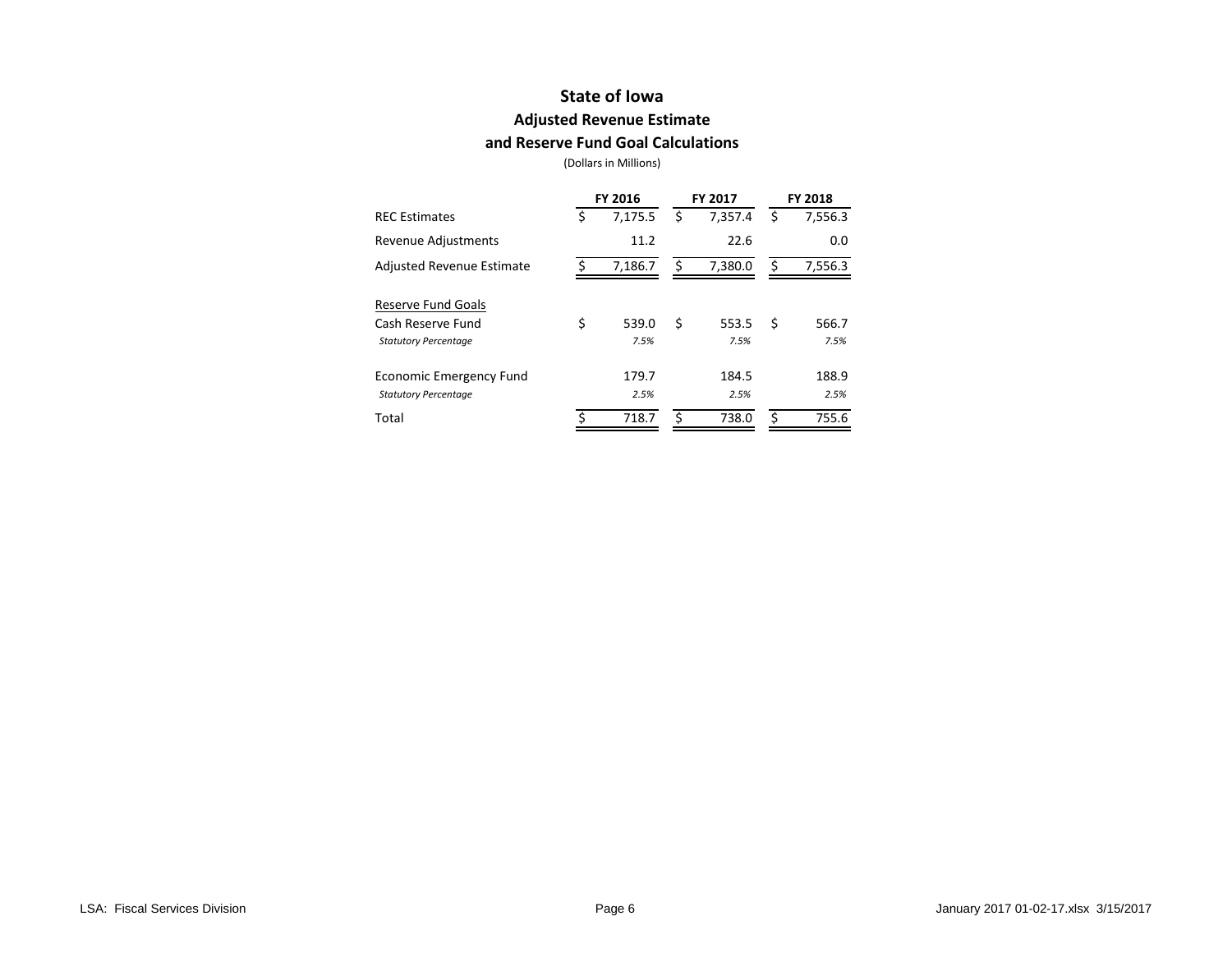# State of Iowa

## Adjusted Revenue Estimate

## and Reserve Fund Goal Calculations

(Dollars in Millions)

| | FY 2016 | FY 2017 | FY 2018 |
|---|---|---|---|
| REC Estimates | $ 7,175.5 | $ 7,357.4 | $ 7,556.3 |
| Revenue Adjustments | 11.2 | 22.6 | 0.0 |
| Adjusted Revenue Estimate | $ 7,186.7 | $ 7,380.0 | $ 7,556.3 |
| Reserve Fund Goals | | | |
| Cash Reserve Fund | $ 539.0 | $ 553.5 | $ 566.7 |
| *Statutory Percentage* | *7.5%* | *7.5%* | *7.5%* |
| Economic Emergency Fund | 179.7 | 184.5 | 188.9 |
| *Statutory Percentage* | *2.5%* | *2.5%* | *2.5%* |
| Total | $ 718.7 | $ 738.0 | $ 755.6 |